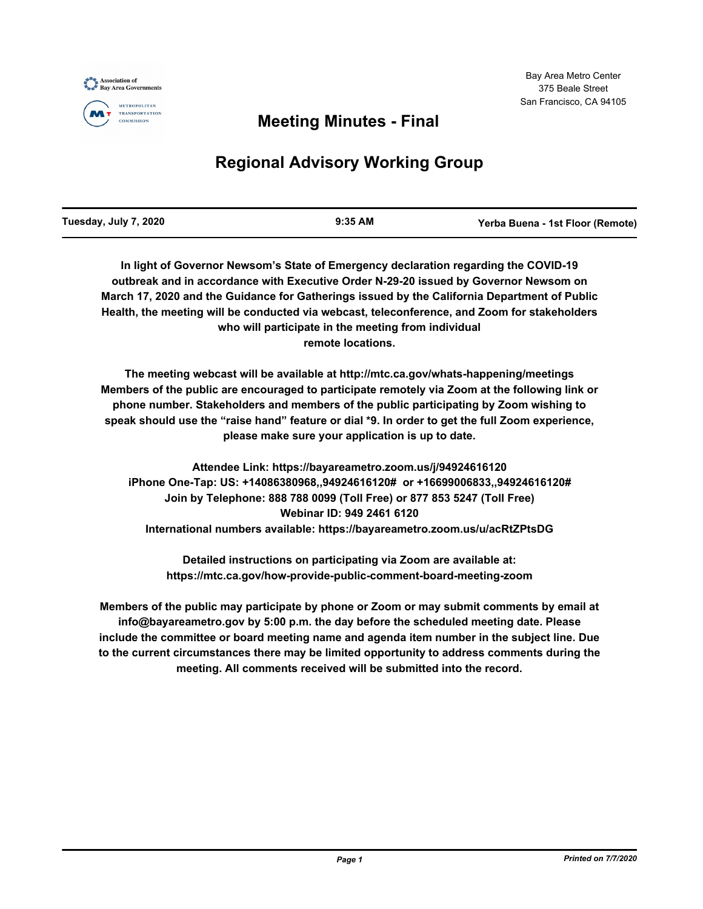Association of Bay Area Governments

Metropolitan Transportation Commission

Bay Area Metro Center
375 Beale Street
San Francisco, CA 94105

# Meeting Minutes - Final

# Regional Advisory Working Group

| Tuesday, July 7, 2020 | 9:35 AM | Yerba Buena - 1st Floor (Remote) |
|---|---|---|

**In light of Governor Newsom's State of Emergency declaration regarding the COVID-19 outbreak and in accordance with Executive Order N-29-20 issued by Governor Newsom on March 17, 2020 and the Guidance for Gatherings issued by the California Department of Public Health, the meeting will be conducted via webcast, teleconference, and Zoom for stakeholders who will participate in the meeting from individual remote locations.**

**The meeting webcast will be available at http://mtc.ca.gov/whats-happening/meetings Members of the public are encouraged to participate remotely via Zoom at the following link or phone number. Stakeholders and members of the public participating by Zoom wishing to speak should use the "raise hand" feature or dial *9. In order to get the full Zoom experience, please make sure your application is up to date.**

**Attendee Link: https://bayareametro.zoom.us/j/94924616120**
**iPhone One-Tap: US: +14086380968,,94924616120# or +16699006833,,94924616120#**
**Join by Telephone: 888 788 0099 (Toll Free) or 877 853 5247 (Toll Free)**
**Webinar ID: 949 2461 6120**
**International numbers available: https://bayareametro.zoom.us/u/acRtZPtsDG**

**Detailed instructions on participating via Zoom are available at: https://mtc.ca.gov/how-provide-public-comment-board-meeting-zoom**

**Members of the public may participate by phone or Zoom or may submit comments by email at info@bayareametro.gov by 5:00 p.m. the day before the scheduled meeting date. Please include the committee or board meeting name and agenda item number in the subject line. Due to the current circumstances there may be limited opportunity to address comments during the meeting. All comments received will be submitted into the record.**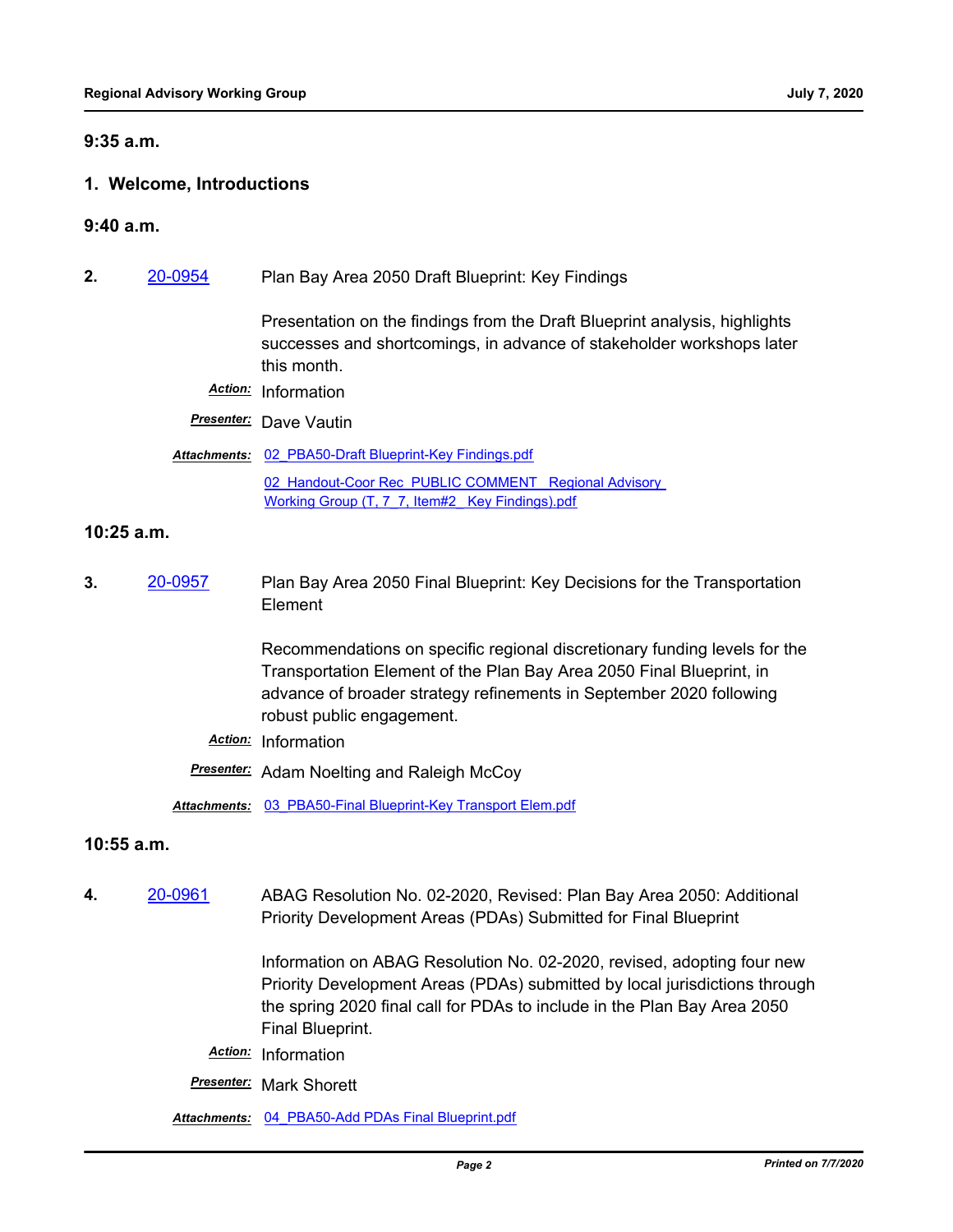**9:35 a.m.**

**1. Welcome, Introductions**

**9:40 a.m.**

**2.** 20-0954 Plan Bay Area 2050 Draft Blueprint: Key Findings

Presentation on the findings from the Draft Blueprint analysis, highlights successes and shortcomings, in advance of stakeholder workshops later this month.

***Action:*** Information

***Presenter:*** Dave Vautin

***Attachments:*** 02_PBA50-Draft Blueprint-Key Findings.pdf

02_Handout-Coor Rec_PUBLIC COMMENT_ Regional Advisory Working Group (T, 7_7, Item#2_ Key Findings).pdf

**10:25 a.m.**

**3.** 20-0957 Plan Bay Area 2050 Final Blueprint: Key Decisions for the Transportation Element

Recommendations on specific regional discretionary funding levels for the Transportation Element of the Plan Bay Area 2050 Final Blueprint, in advance of broader strategy refinements in September 2020 following robust public engagement.

***Action:*** Information

***Presenter:*** Adam Noelting and Raleigh McCoy

***Attachments:*** 03_PBA50-Final Blueprint-Key Transport Elem.pdf

**10:55 a.m.**

**4.** 20-0961 ABAG Resolution No. 02-2020, Revised: Plan Bay Area 2050: Additional Priority Development Areas (PDAs) Submitted for Final Blueprint

Information on ABAG Resolution No. 02-2020, revised, adopting four new Priority Development Areas (PDAs) submitted by local jurisdictions through the spring 2020 final call for PDAs to include in the Plan Bay Area 2050 Final Blueprint.

***Action:*** Information

***Presenter:*** Mark Shorett

***Attachments:*** 04_PBA50-Add PDAs Final Blueprint.pdf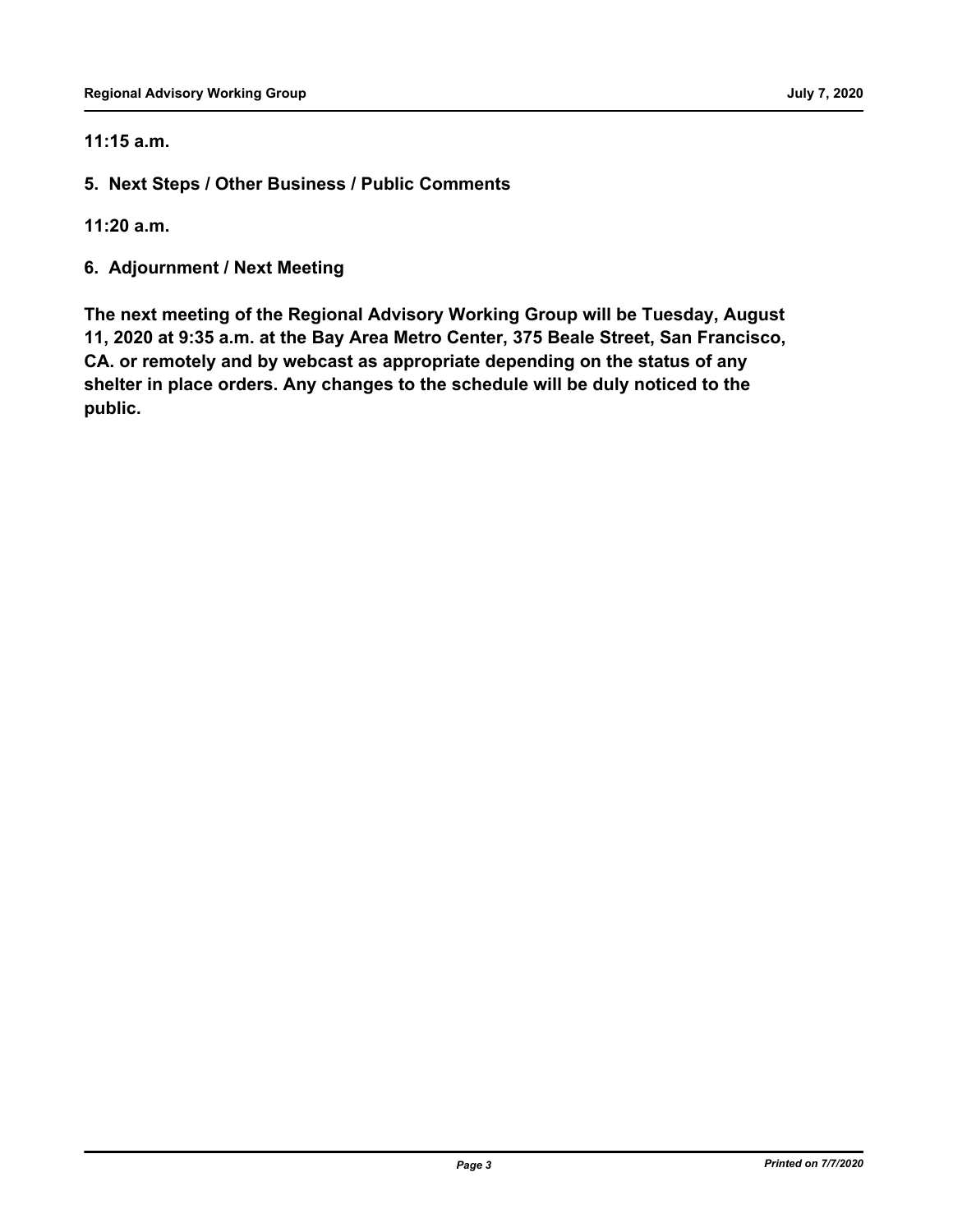**11:15 a.m.**

**5. Next Steps / Other Business / Public Comments**

**11:20 a.m.**

**6. Adjournment / Next Meeting**

**The next meeting of the Regional Advisory Working Group will be Tuesday, August 11, 2020 at 9:35 a.m. at the Bay Area Metro Center, 375 Beale Street, San Francisco, CA. or remotely and by webcast as appropriate depending on the status of any shelter in place orders. Any changes to the schedule will be duly noticed to the public.**